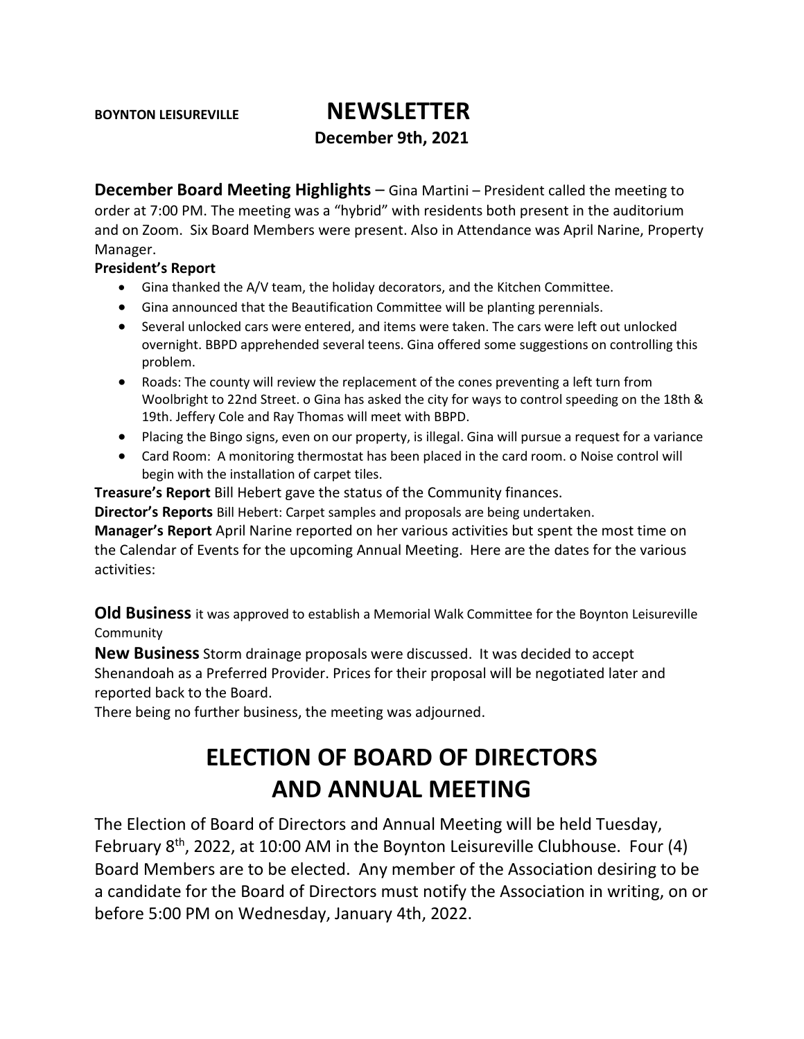**BOYNTON LEISUREVILLE** 

# NEWSLETTER

**December 9th, 2021**

**December Board Meeting Highlights** – Gina Martini – President called the meeting to order at 7:00 PM. The meeting was a "hybrid" with residents both present in the auditorium and on Zoom. Six Board Members were present. Also in Attendance was April Narine, Property Manager.

**President's Report**

- Gina thanked the A/V team, the holiday decorators, and the Kitchen Committee.
- Gina announced that the Beautification Committee will be planting perennials.
- Several unlocked cars were entered, and items were taken. The cars were left out unlocked overnight. BBPD apprehended several teens. Gina offered some suggestions on controlling this problem.
- Roads: The county will review the replacement of the cones preventing a left turn from Woolbright to 22nd Street. o Gina has asked the city for ways to control speeding on the 18th & 19th. Jeffery Cole and Ray Thomas will meet with BBPD.
- Placing the Bingo signs, even on our property, is illegal. Gina will pursue a request for a variance
- Card Room: A monitoring thermostat has been placed in the card room. o Noise control will begin with the installation of carpet tiles.

**Treasure's Report** Bill Hebert gave the status of the Community finances.

**Director's Reports** Bill Hebert: Carpet samples and proposals are being undertaken.

**Manager's Report** April Narine reported on her various activities but spent the most time on the Calendar of Events for the upcoming Annual Meeting. Here are the dates for the various activities:

**Old Business** it was approved to establish a Memorial Walk Committee for the Boynton Leisureville Community

**New Business** Storm drainage proposals were discussed. It was decided to accept Shenandoah as a Preferred Provider. Prices for their proposal will be negotiated later and reported back to the Board.

There being no further business, the meeting was adjourned.

# ELECTION OF BOARD OF DIRECTORS AND ANNUAL MEETING

The Election of Board of Directors and Annual Meeting will be held Tuesday, February 8th, 2022, at 10:00 AM in the Boynton Leisureville Clubhouse. Four (4) Board Members are to be elected. Any member of the Association desiring to be a candidate for the Board of Directors must notify the Association in writing, on or before 5:00 PM on Wednesday, January 4th, 2022.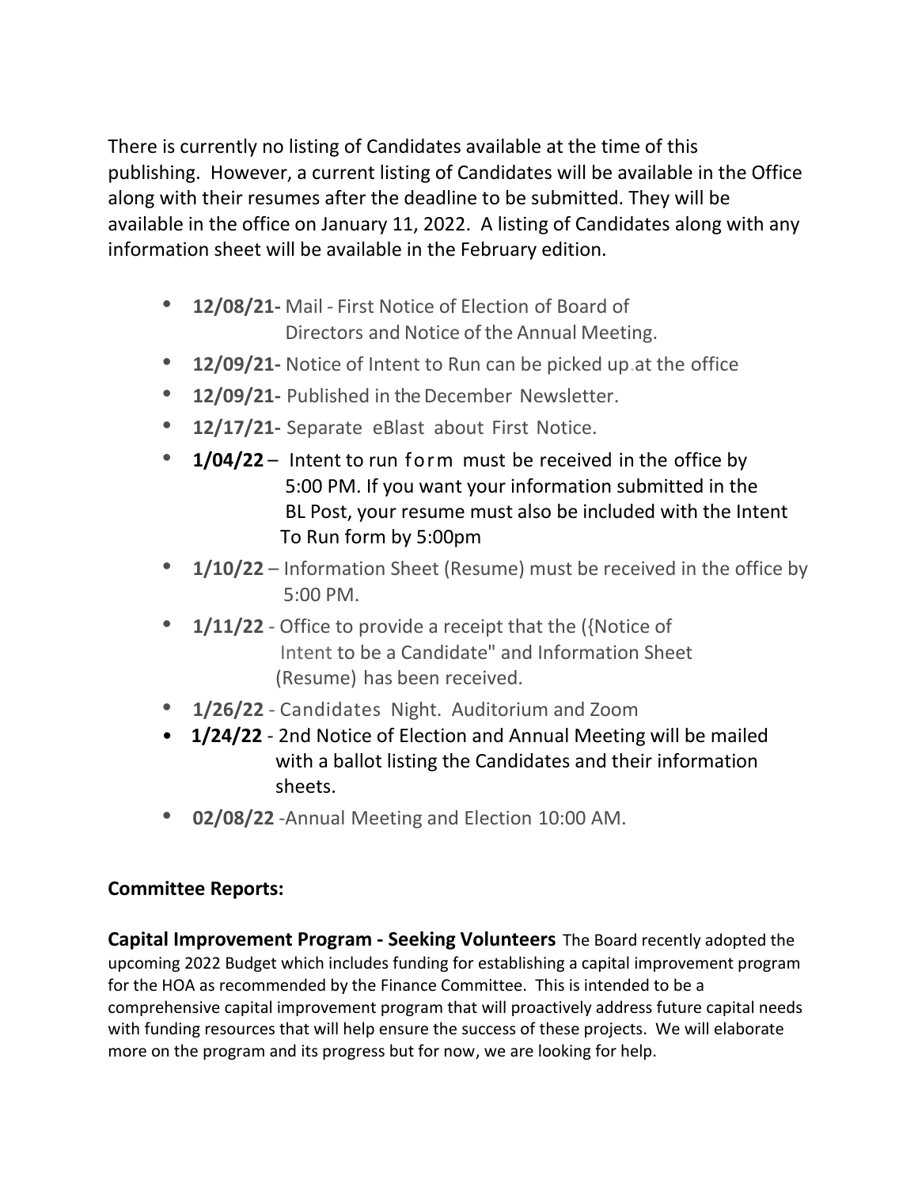There is currently no listing of Candidates available at the time of this publishing. However, a current listing of Candidates will be available in the Office along with their resumes after the deadline to be submitted. They will be available in the office on January 11, 2022. A listing of Candidates along with any information sheet will be available in the February edition.

- **12/08/21-** Mail - First Notice of Election of Board of Directors and Notice of the Annual Meeting.
- **12/09/21-** Notice of Intent to Run can be picked up at the office
- **12/09/21-** Published in the December Newsletter.
- **12/17/21-** Separate eBlast about First Notice.
- **1/04/22** – Intent to run form must be received in the office by 5:00 PM. If you want your information submitted in the BL Post, your resume must also be included with the Intent To Run form by 5:00pm
- **1/10/22** – Information Sheet (Resume) must be received in the office by 5:00 PM.
- **1/11/22** - Office to provide a receipt that the ({Notice of Intent to be a Candidate" and Information Sheet (Resume) has been received.
- **1/26/22** - Candidates Night. Auditorium and Zoom
- **1/24/22** - 2nd Notice of Election and Annual Meeting will be mailed with a ballot listing the Candidates and their information sheets.
- **02/08/22** -Annual Meeting and Election 10:00 AM.

**Committee Reports:**

**Capital Improvement Program - Seeking Volunteers** The Board recently adopted the upcoming 2022 Budget which includes funding for establishing a capital improvement program for the HOA as recommended by the Finance Committee. This is intended to be a comprehensive capital improvement program that will proactively address future capital needs with funding resources that will help ensure the success of these projects. We will elaborate more on the program and its progress but for now, we are looking for help.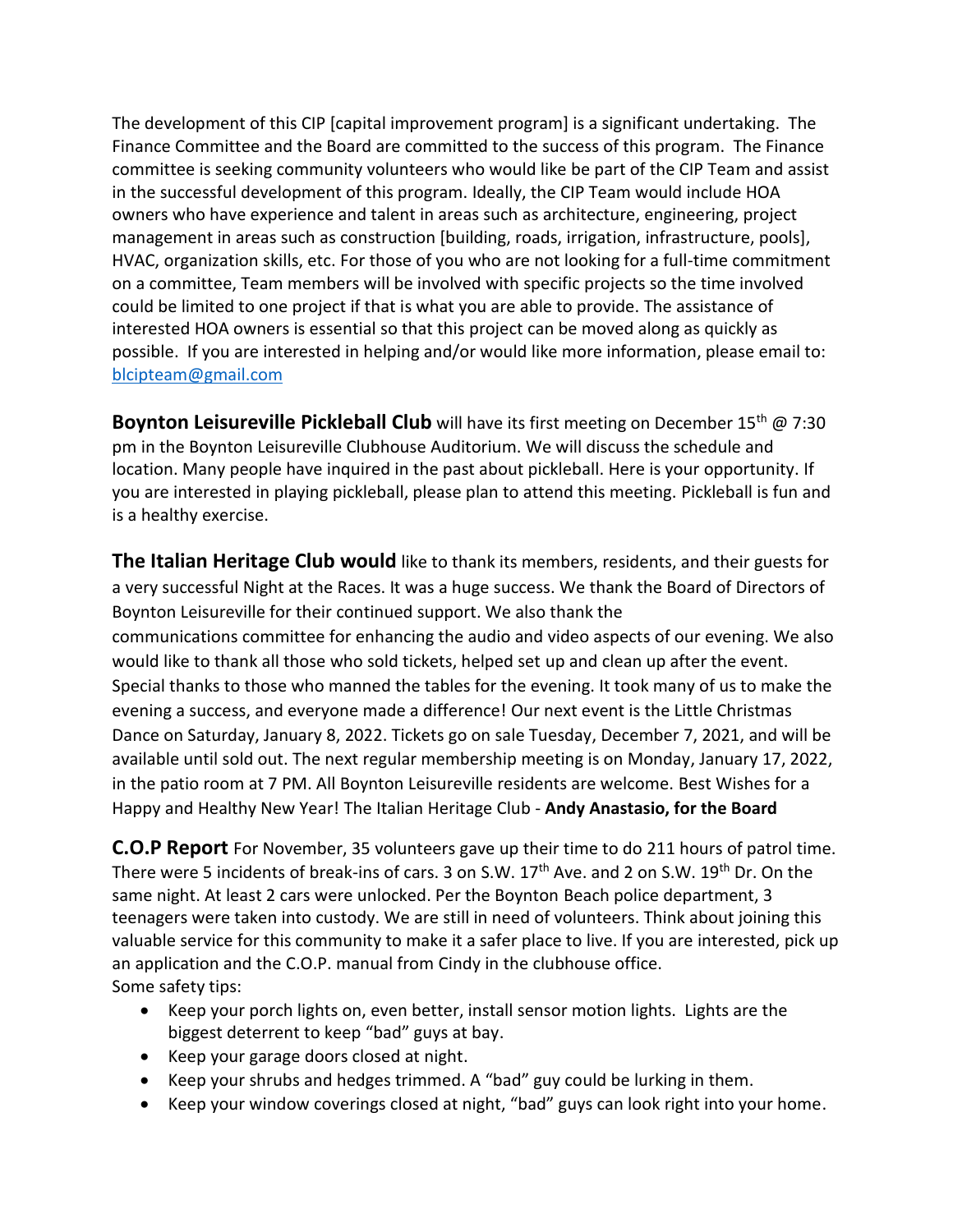The development of this CIP [capital improvement program] is a significant undertaking. The Finance Committee and the Board are committed to the success of this program. The Finance committee is seeking community volunteers who would like be part of the CIP Team and assist in the successful development of this program. Ideally, the CIP Team would include HOA owners who have experience and talent in areas such as architecture, engineering, project management in areas such as construction [building, roads, irrigation, infrastructure, pools], HVAC, organization skills, etc. For those of you who are not looking for a full-time commitment on a committee, Team members will be involved with specific projects so the time involved could be limited to one project if that is what you are able to provide. The assistance of interested HOA owners is essential so that this project can be moved along as quickly as possible. If you are interested in helping and/or would like more information, please email to: blcipteam@gmail.com

**Boynton Leisureville Pickleball Club** will have its first meeting on December 15th @ 7:30 pm in the Boynton Leisureville Clubhouse Auditorium. We will discuss the schedule and location. Many people have inquired in the past about pickleball. Here is your opportunity. If you are interested in playing pickleball, please plan to attend this meeting. Pickleball is fun and is a healthy exercise.

**The Italian Heritage Club would** like to thank its members, residents, and their guests for a very successful Night at the Races. It was a huge success. We thank the Board of Directors of Boynton Leisureville for their continued support. We also thank the communications committee for enhancing the audio and video aspects of our evening. We also would like to thank all those who sold tickets, helped set up and clean up after the event. Special thanks to those who manned the tables for the evening. It took many of us to make the evening a success, and everyone made a difference! Our next event is the Little Christmas Dance on Saturday, January 8, 2022. Tickets go on sale Tuesday, December 7, 2021, and will be available until sold out. The next regular membership meeting is on Monday, January 17, 2022, in the patio room at 7 PM. All Boynton Leisureville residents are welcome. Best Wishes for a Happy and Healthy New Year! The Italian Heritage Club - **Andy Anastasio, for the Board**

**C.O.P Report** For November, 35 volunteers gave up their time to do 211 hours of patrol time. There were 5 incidents of break-ins of cars. 3 on S.W. 17th Ave. and 2 on S.W. 19th Dr. On the same night. At least 2 cars were unlocked. Per the Boynton Beach police department, 3 teenagers were taken into custody. We are still in need of volunteers. Think about joining this valuable service for this community to make it a safer place to live. If you are interested, pick up an application and the C.O.P. manual from Cindy in the clubhouse office.

Some safety tips:

- Keep your porch lights on, even better, install sensor motion lights. Lights are the biggest deterrent to keep "bad" guys at bay.
- Keep your garage doors closed at night.
- Keep your shrubs and hedges trimmed. A "bad" guy could be lurking in them.
- Keep your window coverings closed at night, "bad" guys can look right into your home.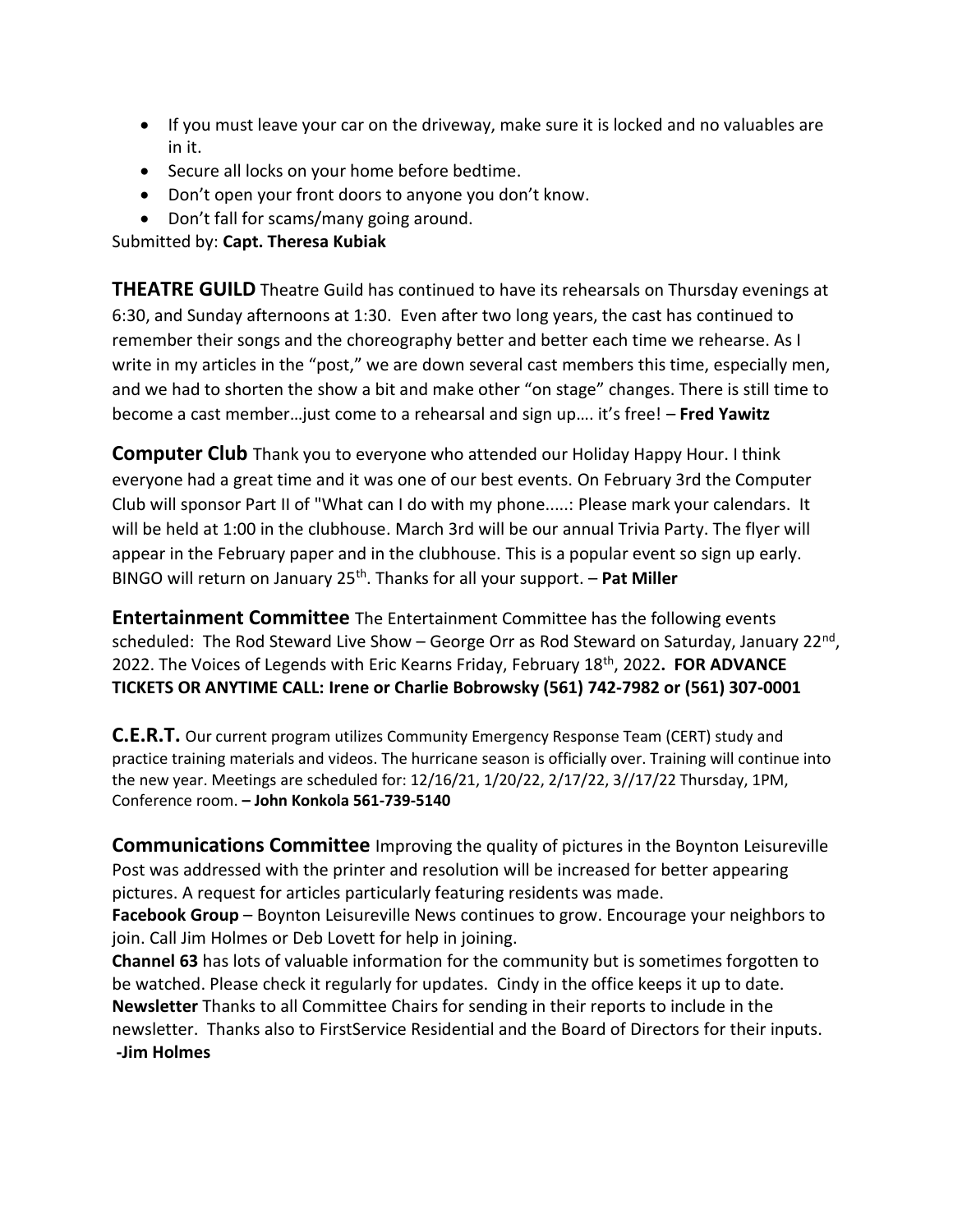- If you must leave your car on the driveway, make sure it is locked and no valuables are in it.
- Secure all locks on your home before bedtime.
- Don't open your front doors to anyone you don't know.
- Don't fall for scams/many going around.

Submitted by: **Capt. Theresa Kubiak**

**THEATRE GUILD** Theatre Guild has continued to have its rehearsals on Thursday evenings at 6:30, and Sunday afternoons at 1:30. Even after two long years, the cast has continued to remember their songs and the choreography better and better each time we rehearse. As I write in my articles in the "post," we are down several cast members this time, especially men, and we had to shorten the show a bit and make other "on stage" changes. There is still time to become a cast member…just come to a rehearsal and sign up…. it's free! – **Fred Yawitz**

**Computer Club** Thank you to everyone who attended our Holiday Happy Hour. I think everyone had a great time and it was one of our best events. On February 3rd the Computer Club will sponsor Part II of "What can I do with my phone.....: Please mark your calendars. It will be held at 1:00 in the clubhouse. March 3rd will be our annual Trivia Party. The flyer will appear in the February paper and in the clubhouse. This is a popular event so sign up early. BINGO will return on January 25th. Thanks for all your support. – **Pat Miller**

**Entertainment Committee** The Entertainment Committee has the following events scheduled: The Rod Steward Live Show – George Orr as Rod Steward on Saturday, January 22nd, 2022. The Voices of Legends with Eric Kearns Friday, February 18th, 2022**. FOR ADVANCE TICKETS OR ANYTIME CALL: Irene or Charlie Bobrowsky (561) 742-7982 or (561) 307-0001**

**C.E.R.T.** Our current program utilizes Community Emergency Response Team (CERT) study and practice training materials and videos. The hurricane season is officially over. Training will continue into the new year. Meetings are scheduled for: 12/16/21, 1/20/22, 2/17/22, 3//17/22 Thursday, 1PM, Conference room. **– John Konkola 561-739-5140**

**Communications Committee** Improving the quality of pictures in the Boynton Leisureville Post was addressed with the printer and resolution will be increased for better appearing pictures. A request for articles particularly featuring residents was made.

**Facebook Group** – Boynton Leisureville News continues to grow. Encourage your neighbors to join. Call Jim Holmes or Deb Lovett for help in joining.

**Channel 63** has lots of valuable information for the community but is sometimes forgotten to be watched. Please check it regularly for updates. Cindy in the office keeps it up to date.

**Newsletter** Thanks to all Committee Chairs for sending in their reports to include in the newsletter. Thanks also to FirstService Residential and the Board of Directors for their inputs.

**-Jim Holmes**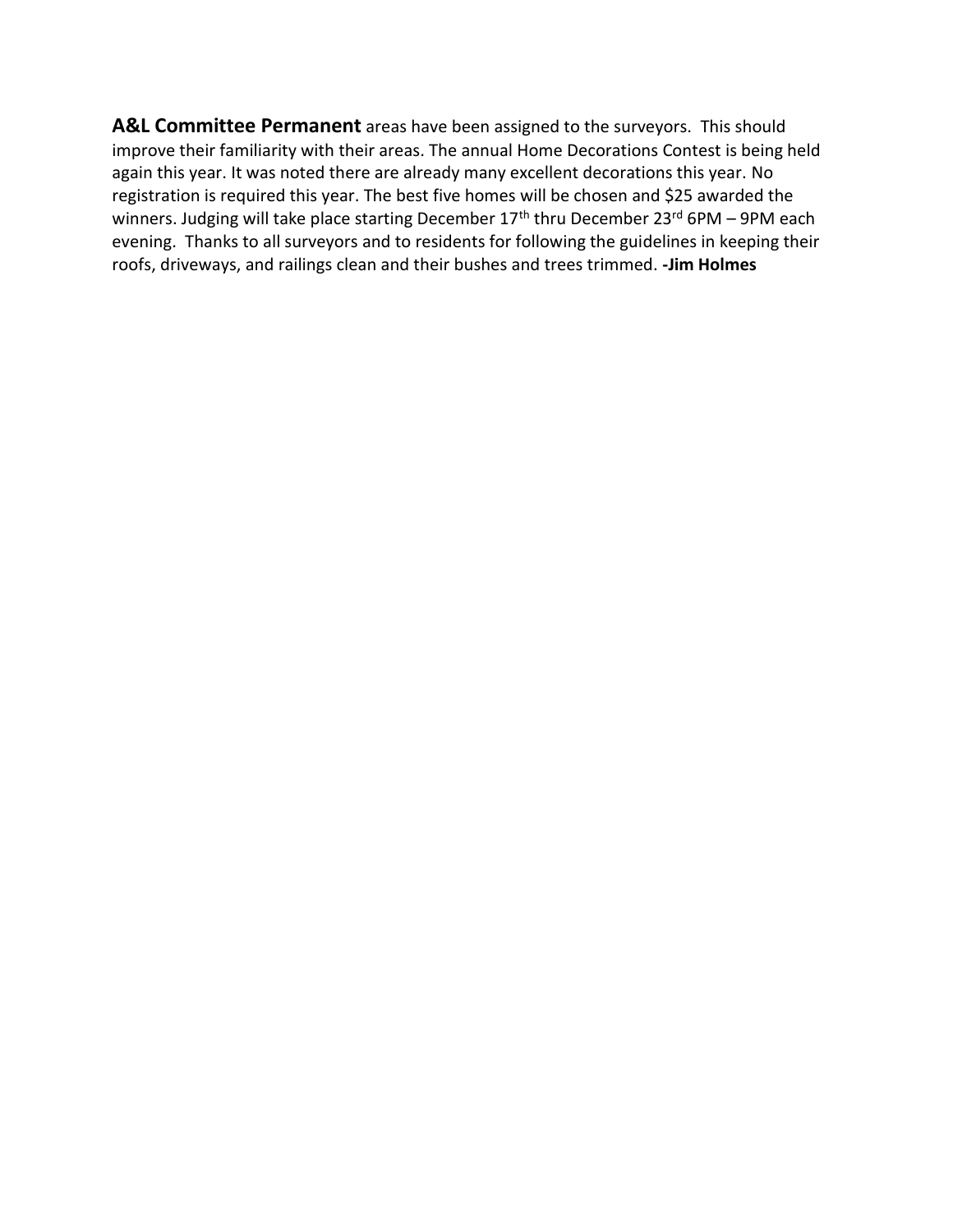**A&L Committee Permanent** areas have been assigned to the surveyors. This should improve their familiarity with their areas. The annual Home Decorations Contest is being held again this year. It was noted there are already many excellent decorations this year. No registration is required this year. The best five homes will be chosen and $25 awarded the winners. Judging will take place starting December 17th thru December 23rd 6PM – 9PM each evening. Thanks to all surveyors and to residents for following the guidelines in keeping their roofs, driveways, and railings clean and their bushes and trees trimmed. **-Jim Holmes**